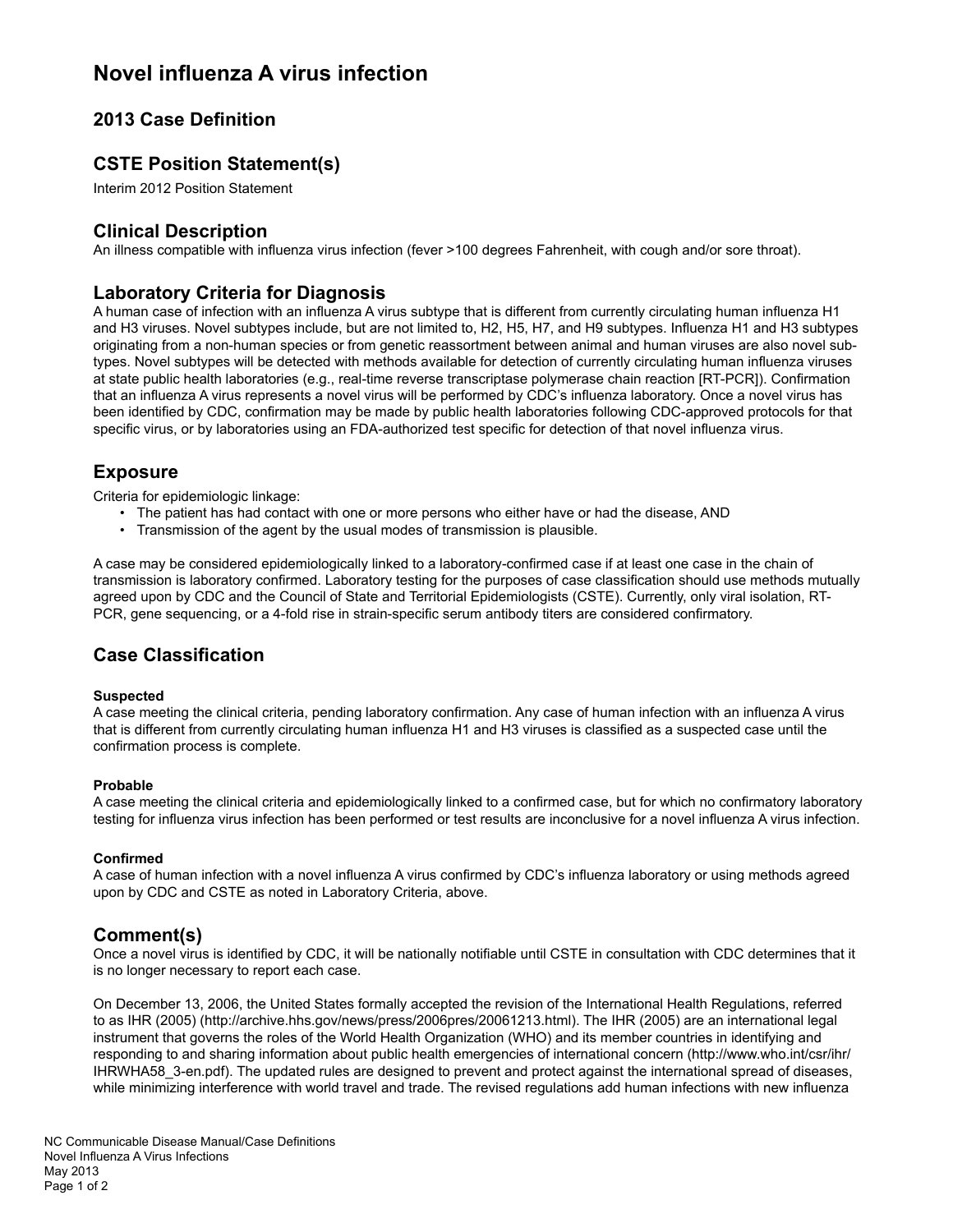# Novel influenza A virus infection

## 2013 Case Definition

## CSTE Position Statement(s)

Interim 2012 Position Statement

## Clinical Description

An illness compatible with influenza virus infection (fever >100 degrees Fahrenheit, with cough and/or sore throat).

## Laboratory Criteria for Diagnosis

A human case of infection with an influenza A virus subtype that is different from currently circulating human influenza H1 and H3 viruses. Novel subtypes include, but are not limited to, H2, H5, H7, and H9 subtypes. Influenza H1 and H3 subtypes originating from a non-human species or from genetic reassortment between animal and human viruses are also novel subtypes. Novel subtypes will be detected with methods available for detection of currently circulating human influenza viruses at state public health laboratories (e.g., real-time reverse transcriptase polymerase chain reaction [RT-PCR]). Confirmation that an influenza A virus represents a novel virus will be performed by CDC's influenza laboratory. Once a novel virus has been identified by CDC, confirmation may be made by public health laboratories following CDC-approved protocols for that specific virus, or by laboratories using an FDA-authorized test specific for detection of that novel influenza virus.

## Exposure

Criteria for epidemiologic linkage:

- The patient has had contact with one or more persons who either have or had the disease, AND
- Transmission of the agent by the usual modes of transmission is plausible.

A case may be considered epidemiologically linked to a laboratory-confirmed case if at least one case in the chain of transmission is laboratory confirmed. Laboratory testing for the purposes of case classification should use methods mutually agreed upon by CDC and the Council of State and Territorial Epidemiologists (CSTE). Currently, only viral isolation, RT-PCR, gene sequencing, or a 4-fold rise in strain-specific serum antibody titers are considered confirmatory.

## Case Classification

**Suspected**

A case meeting the clinical criteria, pending laboratory confirmation. Any case of human infection with an influenza A virus that is different from currently circulating human influenza H1 and H3 viruses is classified as a suspected case until the confirmation process is complete.

**Probable**

A case meeting the clinical criteria and epidemiologically linked to a confirmed case, but for which no confirmatory laboratory testing for influenza virus infection has been performed or test results are inconclusive for a novel influenza A virus infection.

**Confirmed**

A case of human infection with a novel influenza A virus confirmed by CDC's influenza laboratory or using methods agreed upon by CDC and CSTE as noted in Laboratory Criteria, above.

## Comment(s)

Once a novel virus is identified by CDC, it will be nationally notifiable until CSTE in consultation with CDC determines that it is no longer necessary to report each case.

On December 13, 2006, the United States formally accepted the revision of the International Health Regulations, referred to as IHR (2005) (http://archive.hhs.gov/news/press/2006pres/20061213.html). The IHR (2005) are an international legal instrument that governs the roles of the World Health Organization (WHO) and its member countries in identifying and responding to and sharing information about public health emergencies of international concern (http://www.who.int/csr/ihr/IHRWHA58_3-en.pdf). The updated rules are designed to prevent and protect against the international spread of diseases, while minimizing interference with world travel and trade. The revised regulations add human infections with new influenza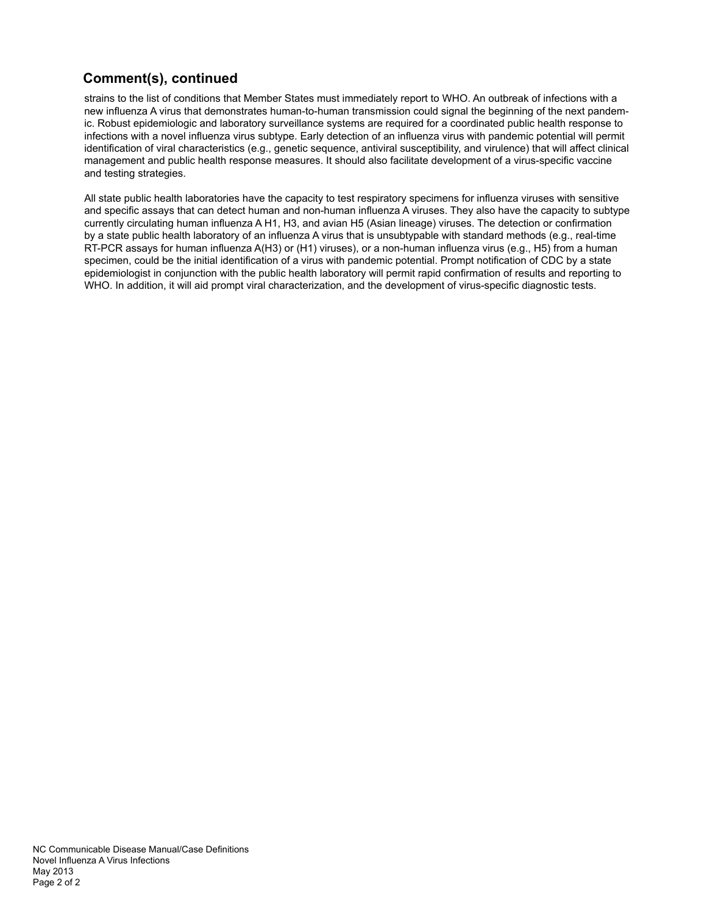## Comment(s), continued

strains to the list of conditions that Member States must immediately report to WHO. An outbreak of infections with a new influenza A virus that demonstrates human-to-human transmission could signal the beginning of the next pandemic. Robust epidemiologic and laboratory surveillance systems are required for a coordinated public health response to infections with a novel influenza virus subtype. Early detection of an influenza virus with pandemic potential will permit identification of viral characteristics (e.g., genetic sequence, antiviral susceptibility, and virulence) that will affect clinical management and public health response measures. It should also facilitate development of a virus-specific vaccine and testing strategies.

All state public health laboratories have the capacity to test respiratory specimens for influenza viruses with sensitive and specific assays that can detect human and non-human influenza A viruses. They also have the capacity to subtype currently circulating human influenza A H1, H3, and avian H5 (Asian lineage) viruses. The detection or confirmation by a state public health laboratory of an influenza A virus that is unsubtypable with standard methods (e.g., real-time RT-PCR assays for human influenza A(H3) or (H1) viruses), or a non-human influenza virus (e.g., H5) from a human specimen, could be the initial identification of a virus with pandemic potential. Prompt notification of CDC by a state epidemiologist in conjunction with the public health laboratory will permit rapid confirmation of results and reporting to WHO. In addition, it will aid prompt viral characterization, and the development of virus-specific diagnostic tests.